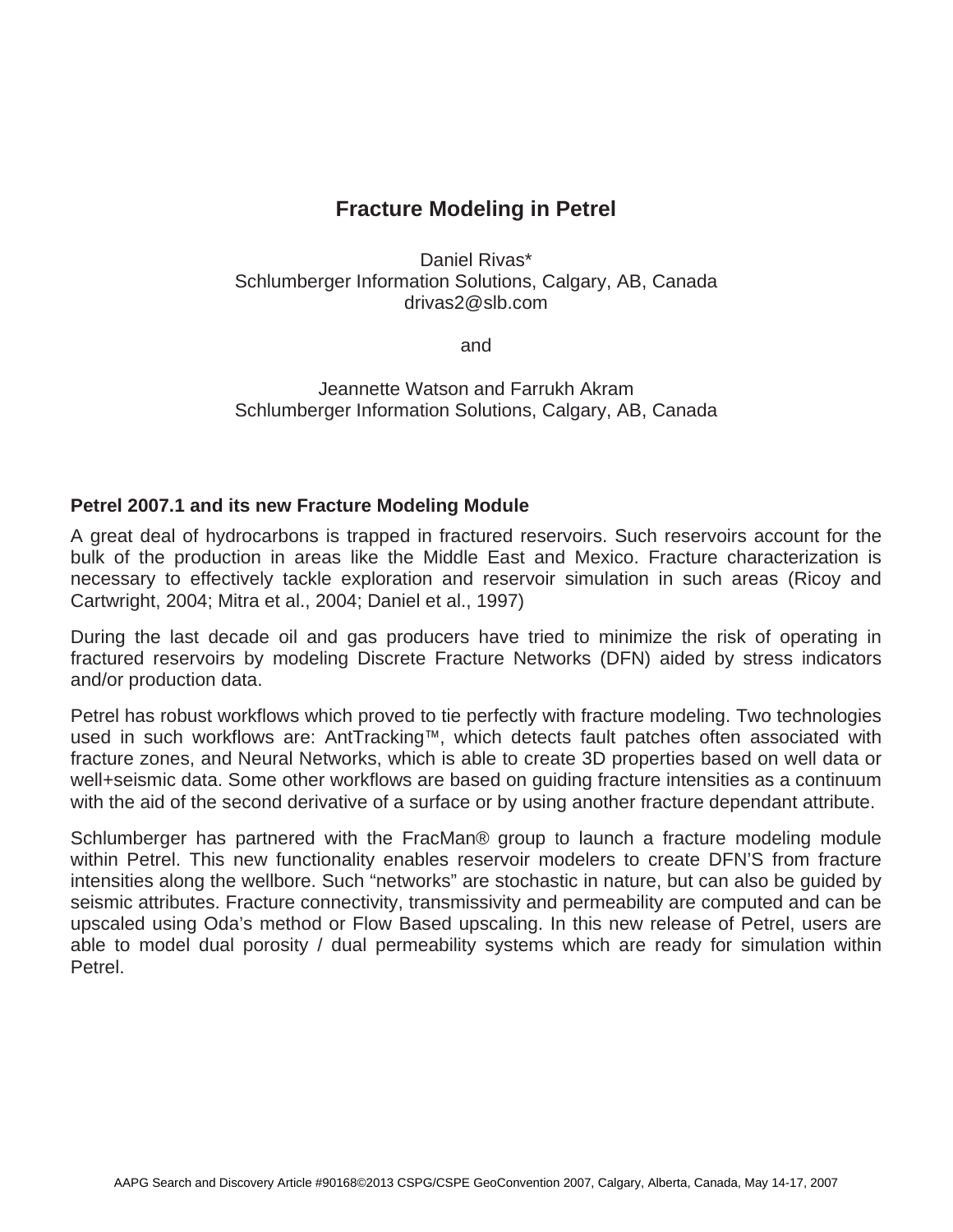# Fracture Modeling in Petrel

Daniel Rivas*
Schlumberger Information Solutions, Calgary, AB, Canada
drivas2@slb.com

and

Jeannette Watson and Farrukh Akram
Schlumberger Information Solutions, Calgary, AB, Canada

## Petrel 2007.1 and its new Fracture Modeling Module

A great deal of hydrocarbons is trapped in fractured reservoirs. Such reservoirs account for the bulk of the production in areas like the Middle East and Mexico. Fracture characterization is necessary to effectively tackle exploration and reservoir simulation in such areas (Ricoy and Cartwright, 2004; Mitra et al., 2004; Daniel et al., 1997)

During the last decade oil and gas producers have tried to minimize the risk of operating in fractured reservoirs by modeling Discrete Fracture Networks (DFN) aided by stress indicators and/or production data.

Petrel has robust workflows which proved to tie perfectly with fracture modeling. Two technologies used in such workflows are: AntTracking™, which detects fault patches often associated with fracture zones, and Neural Networks, which is able to create 3D properties based on well data or well+seismic data. Some other workflows are based on guiding fracture intensities as a continuum with the aid of the second derivative of a surface or by using another fracture dependant attribute.

Schlumberger has partnered with the FracMan® group to launch a fracture modeling module within Petrel. This new functionality enables reservoir modelers to create DFN'S from fracture intensities along the wellbore. Such "networks" are stochastic in nature, but can also be guided by seismic attributes. Fracture connectivity, transmissivity and permeability are computed and can be upscaled using Oda's method or Flow Based upscaling. In this new release of Petrel, users are able to model dual porosity / dual permeability systems which are ready for simulation within Petrel.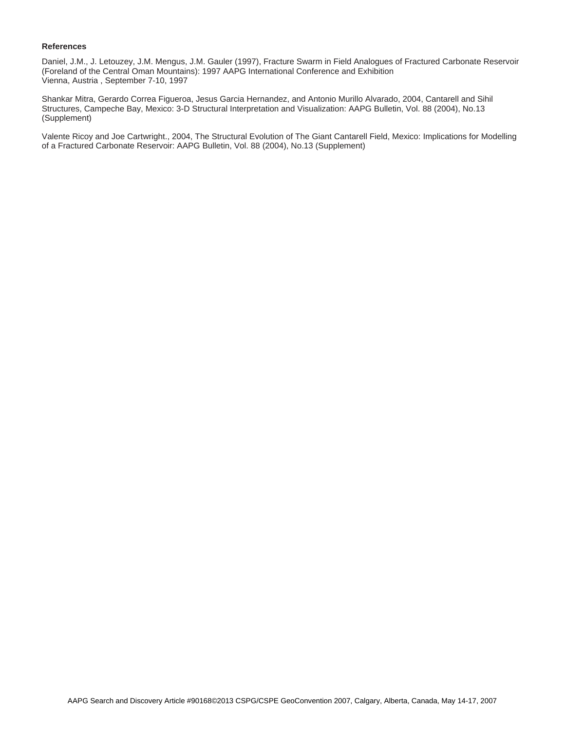**References**

Daniel, J.M., J. Letouzey, J.M. Mengus, J.M. Gauler (1997), Fracture Swarm in Field Analogues of Fractured Carbonate Reservoir (Foreland of the Central Oman Mountains): 1997 AAPG International Conference and Exhibition
Vienna, Austria , September 7-10, 1997

Shankar Mitra, Gerardo Correa Figueroa, Jesus Garcia Hernandez, and Antonio Murillo Alvarado, 2004, Cantarell and Sihil Structures, Campeche Bay, Mexico: 3-D Structural Interpretation and Visualization: AAPG Bulletin, Vol. 88 (2004), No.13 (Supplement)

Valente Ricoy and Joe Cartwright., 2004, The Structural Evolution of The Giant Cantarell Field, Mexico: Implications for Modelling of a Fractured Carbonate Reservoir: AAPG Bulletin, Vol. 88 (2004), No.13 (Supplement)